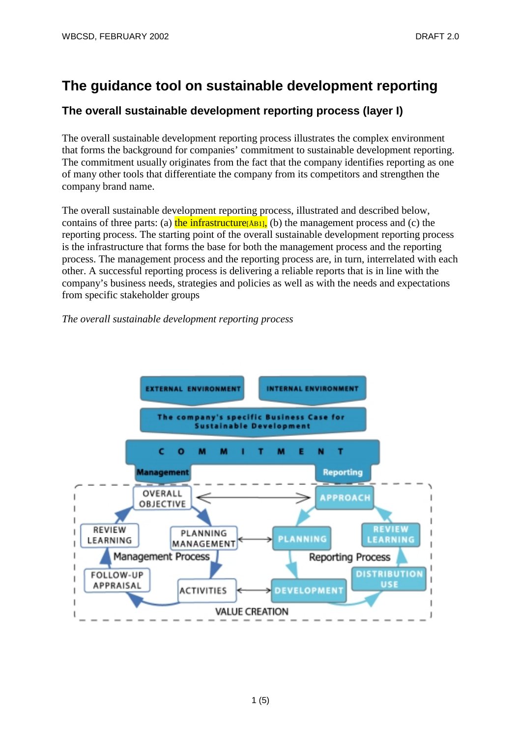# The guidance tool on sustainable development reporting

## The overall sustainable development reporting process (layer I)

The overall sustainable development reporting process illustrates the complex environment that forms the background for companies' commitment to sustainable development reporting. The commitment usually originates from the fact that the company identifies reporting as one of many other tools that differentiate the company from its competitors and strengthen the company brand name.

The overall sustainable development reporting process, illustrated and described below, contains of three parts: (a) the infrastructure[AB1], (b) the management process and (c) the reporting process. The starting point of the overall sustainable development reporting process is the infrastructure that forms the base for both the management process and the reporting process. The management process and the reporting process are, in turn, interrelated with each other. A successful reporting process is delivering a reliable reports that is in line with the company's business needs, strategies and policies as well as with the needs and expectations from specific stakeholder groups

*The overall sustainable development reporting process*

EXTERNAL ENVIRONMENT | INTERNAL ENVIRONMENT

The company's specific Business Case for Sustainable Development

COMMITMENT

Management | Reporting

OVERALL OBJECTIVE | APPROACH

REVIEW LEARNING | PLANNING MANAGEMENT | PLANNING | REVIEW LEARNING

Management Process | Reporting Process

FOLLOW-UP APPRAISAL | ACTIVITIES | DEVELOPMENT | DISTRIBUTION USE

VALUE CREATION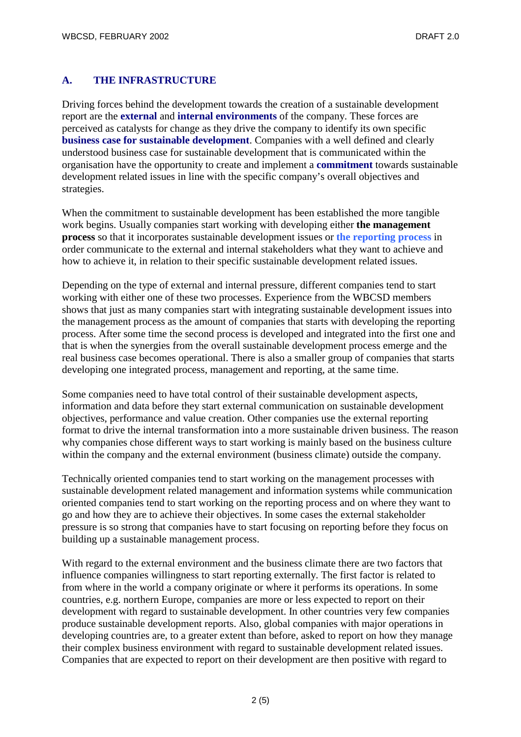## A. THE INFRASTRUCTURE

Driving forces behind the development towards the creation of a sustainable development report are the **external** and **internal environments** of the company. These forces are perceived as catalysts for change as they drive the company to identify its own specific **business case for sustainable development**. Companies with a well defined and clearly understood business case for sustainable development that is communicated within the organisation have the opportunity to create and implement a **commitment** towards sustainable development related issues in line with the specific company's overall objectives and strategies.

When the commitment to sustainable development has been established the more tangible work begins. Usually companies start working with developing either **the management process** so that it incorporates sustainable development issues or **the reporting process** in order communicate to the external and internal stakeholders what they want to achieve and how to achieve it, in relation to their specific sustainable development related issues.

Depending on the type of external and internal pressure, different companies tend to start working with either one of these two processes. Experience from the WBCSD members shows that just as many companies start with integrating sustainable development issues into the management process as the amount of companies that starts with developing the reporting process. After some time the second process is developed and integrated into the first one and that is when the synergies from the overall sustainable development process emerge and the real business case becomes operational. There is also a smaller group of companies that starts developing one integrated process, management and reporting, at the same time.

Some companies need to have total control of their sustainable development aspects, information and data before they start external communication on sustainable development objectives, performance and value creation. Other companies use the external reporting format to drive the internal transformation into a more sustainable driven business. The reason why companies chose different ways to start working is mainly based on the business culture within the company and the external environment (business climate) outside the company.

Technically oriented companies tend to start working on the management processes with sustainable development related management and information systems while communication oriented companies tend to start working on the reporting process and on where they want to go and how they are to achieve their objectives. In some cases the external stakeholder pressure is so strong that companies have to start focusing on reporting before they focus on building up a sustainable management process.

With regard to the external environment and the business climate there are two factors that influence companies willingness to start reporting externally. The first factor is related to from where in the world a company originate or where it performs its operations. In some countries, e.g. northern Europe, companies are more or less expected to report on their development with regard to sustainable development. In other countries very few companies produce sustainable development reports. Also, global companies with major operations in developing countries are, to a greater extent than before, asked to report on how they manage their complex business environment with regard to sustainable development related issues. Companies that are expected to report on their development are then positive with regard to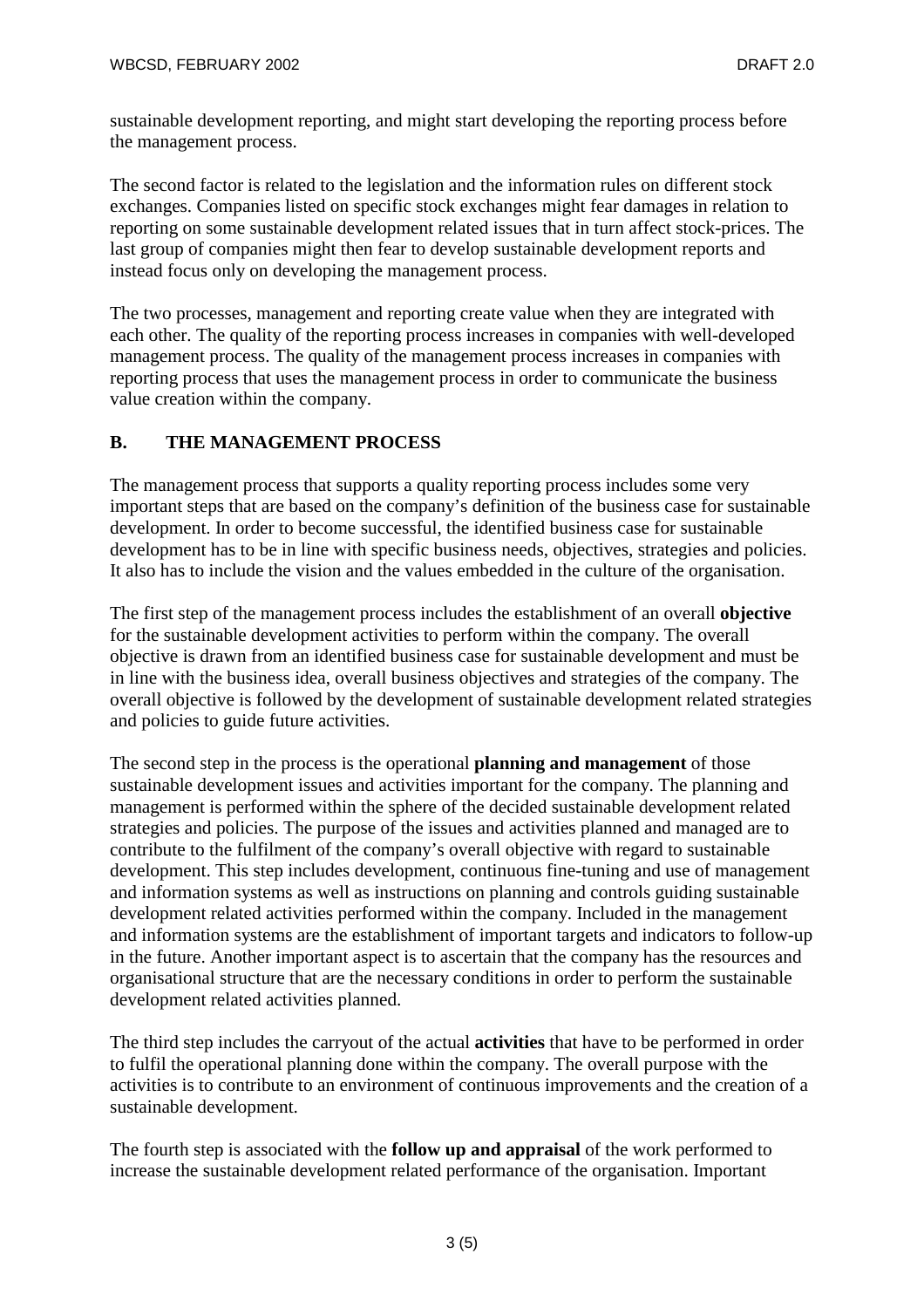sustainable development reporting, and might start developing the reporting process before the management process.

The second factor is related to the legislation and the information rules on different stock exchanges. Companies listed on specific stock exchanges might fear damages in relation to reporting on some sustainable development related issues that in turn affect stock-prices. The last group of companies might then fear to develop sustainable development reports and instead focus only on developing the management process.

The two processes, management and reporting create value when they are integrated with each other. The quality of the reporting process increases in companies with well-developed management process. The quality of the management process increases in companies with reporting process that uses the management process in order to communicate the business value creation within the company.

## B. THE MANAGEMENT PROCESS

The management process that supports a quality reporting process includes some very important steps that are based on the company's definition of the business case for sustainable development. In order to become successful, the identified business case for sustainable development has to be in line with specific business needs, objectives, strategies and policies. It also has to include the vision and the values embedded in the culture of the organisation.

The first step of the management process includes the establishment of an overall **objective** for the sustainable development activities to perform within the company. The overall objective is drawn from an identified business case for sustainable development and must be in line with the business idea, overall business objectives and strategies of the company. The overall objective is followed by the development of sustainable development related strategies and policies to guide future activities.

The second step in the process is the operational **planning and management** of those sustainable development issues and activities important for the company. The planning and management is performed within the sphere of the decided sustainable development related strategies and policies. The purpose of the issues and activities planned and managed are to contribute to the fulfilment of the company's overall objective with regard to sustainable development. This step includes development, continuous fine-tuning and use of management and information systems as well as instructions on planning and controls guiding sustainable development related activities performed within the company. Included in the management and information systems are the establishment of important targets and indicators to follow-up in the future. Another important aspect is to ascertain that the company has the resources and organisational structure that are the necessary conditions in order to perform the sustainable development related activities planned.

The third step includes the carryout of the actual **activities** that have to be performed in order to fulfil the operational planning done within the company. The overall purpose with the activities is to contribute to an environment of continuous improvements and the creation of a sustainable development.

The fourth step is associated with the **follow up and appraisal** of the work performed to increase the sustainable development related performance of the organisation. Important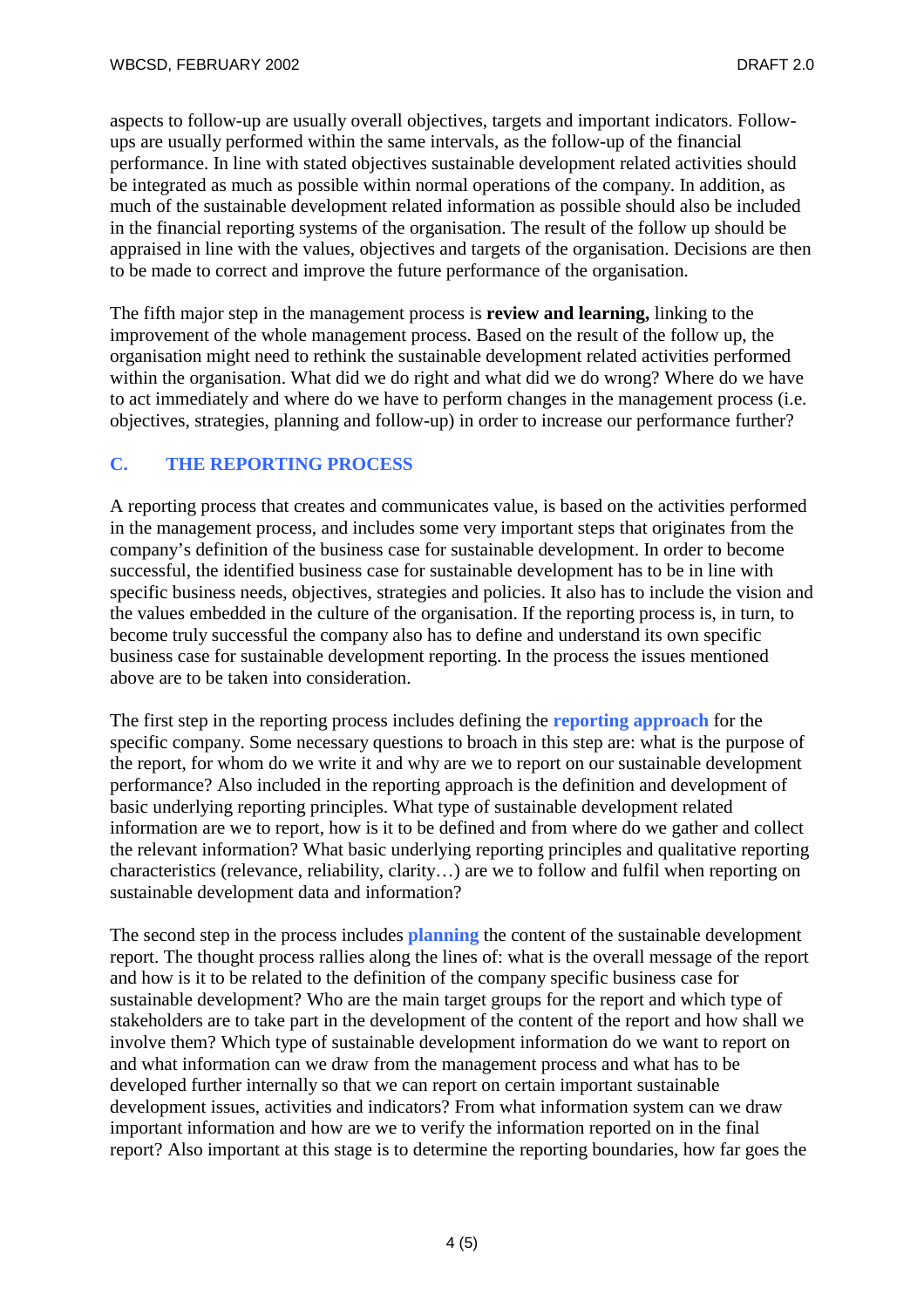aspects to follow-up are usually overall objectives, targets and important indicators. Follow-ups are usually performed within the same intervals, as the follow-up of the financial performance. In line with stated objectives sustainable development related activities should be integrated as much as possible within normal operations of the company. In addition, as much of the sustainable development related information as possible should also be included in the financial reporting systems of the organisation. The result of the follow up should be appraised in line with the values, objectives and targets of the organisation. Decisions are then to be made to correct and improve the future performance of the organisation.

The fifth major step in the management process is **review and learning,** linking to the improvement of the whole management process. Based on the result of the follow up, the organisation might need to rethink the sustainable development related activities performed within the organisation. What did we do right and what did we do wrong? Where do we have to act immediately and where do we have to perform changes in the management process (i.e. objectives, strategies, planning and follow-up) in order to increase our performance further?

## C. THE REPORTING PROCESS

A reporting process that creates and communicates value, is based on the activities performed in the management process, and includes some very important steps that originates from the company's definition of the business case for sustainable development. In order to become successful, the identified business case for sustainable development has to be in line with specific business needs, objectives, strategies and policies. It also has to include the vision and the values embedded in the culture of the organisation. If the reporting process is, in turn, to become truly successful the company also has to define and understand its own specific business case for sustainable development reporting. In the process the issues mentioned above are to be taken into consideration.

The first step in the reporting process includes defining the **reporting approach** for the specific company. Some necessary questions to broach in this step are: what is the purpose of the report, for whom do we write it and why are we to report on our sustainable development performance? Also included in the reporting approach is the definition and development of basic underlying reporting principles. What type of sustainable development related information are we to report, how is it to be defined and from where do we gather and collect the relevant information? What basic underlying reporting principles and qualitative reporting characteristics (relevance, reliability, clarity…) are we to follow and fulfil when reporting on sustainable development data and information?

The second step in the process includes **planning** the content of the sustainable development report. The thought process rallies along the lines of: what is the overall message of the report and how is it to be related to the definition of the company specific business case for sustainable development? Who are the main target groups for the report and which type of stakeholders are to take part in the development of the content of the report and how shall we involve them? Which type of sustainable development information do we want to report on and what information can we draw from the management process and what has to be developed further internally so that we can report on certain important sustainable development issues, activities and indicators? From what information system can we draw important information and how are we to verify the information reported on in the final report? Also important at this stage is to determine the reporting boundaries, how far goes the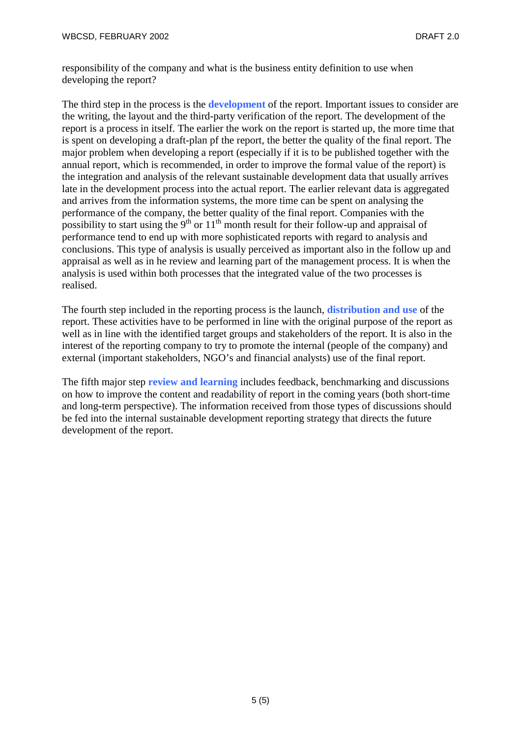responsibility of the company and what is the business entity definition to use when developing the report?

The third step in the process is the **development** of the report. Important issues to consider are the writing, the layout and the third-party verification of the report. The development of the report is a process in itself. The earlier the work on the report is started up, the more time that is spent on developing a draft-plan pf the report, the better the quality of the final report. The major problem when developing a report (especially if it is to be published together with the annual report, which is recommended, in order to improve the formal value of the report) is the integration and analysis of the relevant sustainable development data that usually arrives late in the development process into the actual report. The earlier relevant data is aggregated and arrives from the information systems, the more time can be spent on analysing the performance of the company, the better quality of the final report. Companies with the possibility to start using the 9th or 11th month result for their follow-up and appraisal of performance tend to end up with more sophisticated reports with regard to analysis and conclusions. This type of analysis is usually perceived as important also in the follow up and appraisal as well as in he review and learning part of the management process. It is when the analysis is used within both processes that the integrated value of the two processes is realised.

The fourth step included in the reporting process is the launch, **distribution and use** of the report. These activities have to be performed in line with the original purpose of the report as well as in line with the identified target groups and stakeholders of the report. It is also in the interest of the reporting company to try to promote the internal (people of the company) and external (important stakeholders, NGO's and financial analysts) use of the final report.

The fifth major step **review and learning** includes feedback, benchmarking and discussions on how to improve the content and readability of report in the coming years (both short-time and long-term perspective). The information received from those types of discussions should be fed into the internal sustainable development reporting strategy that directs the future development of the report.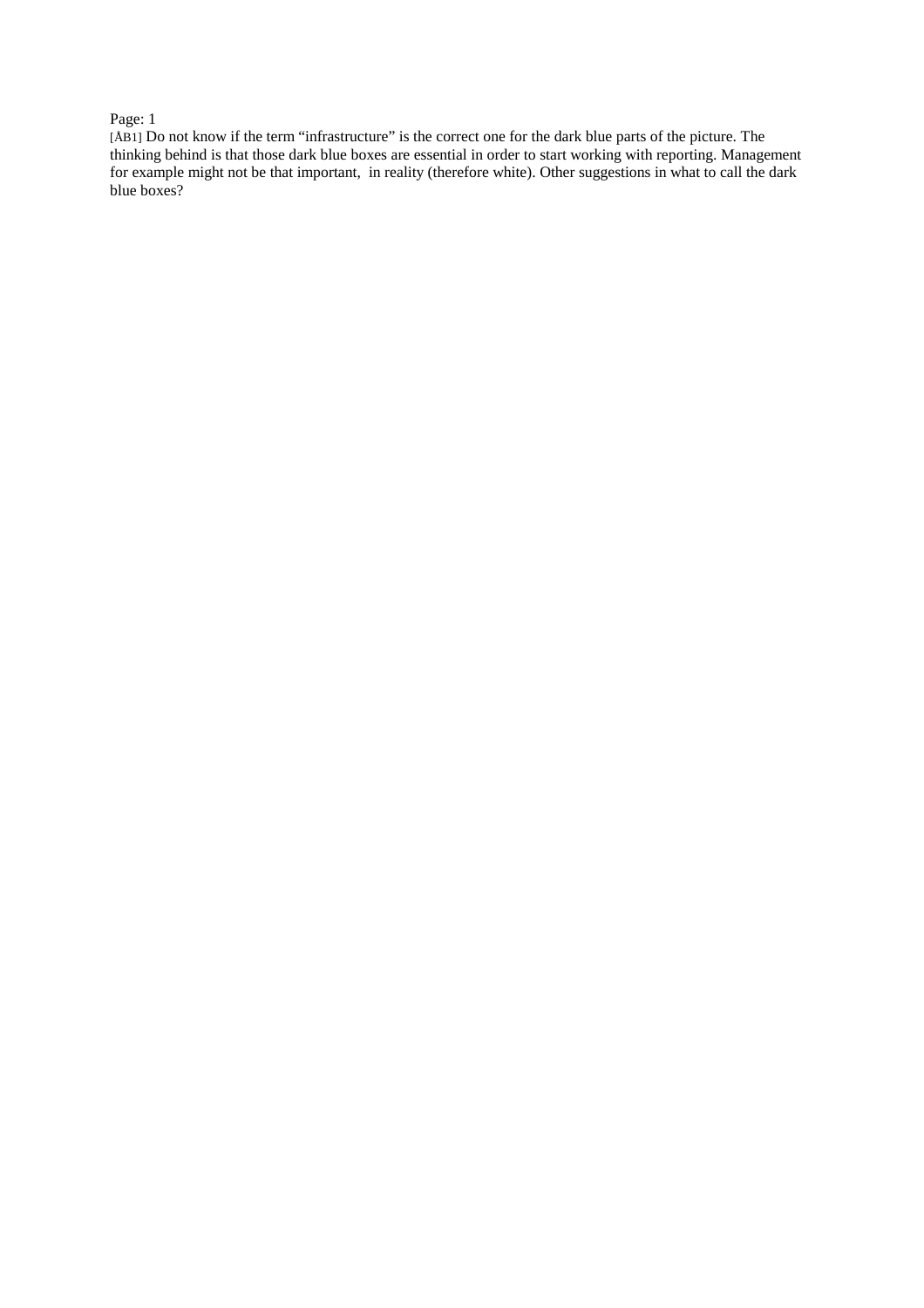Page: 1

[ÅB1] Do not know if the term “infrastructure” is the correct one for the dark blue parts of the picture. The thinking behind is that those dark blue boxes are essential in order to start working with reporting. Management for example might not be that important,  in reality (therefore white). Other suggestions in what to call the dark blue boxes?